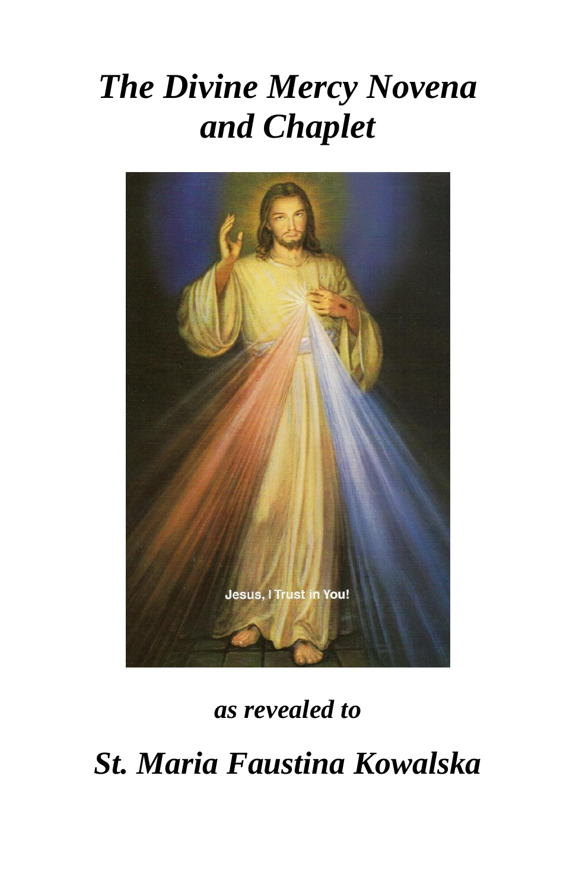# *The Divine Mercy Novena and Chaplet*

***as revealed to***

## *St. Maria Faustina Kowalska*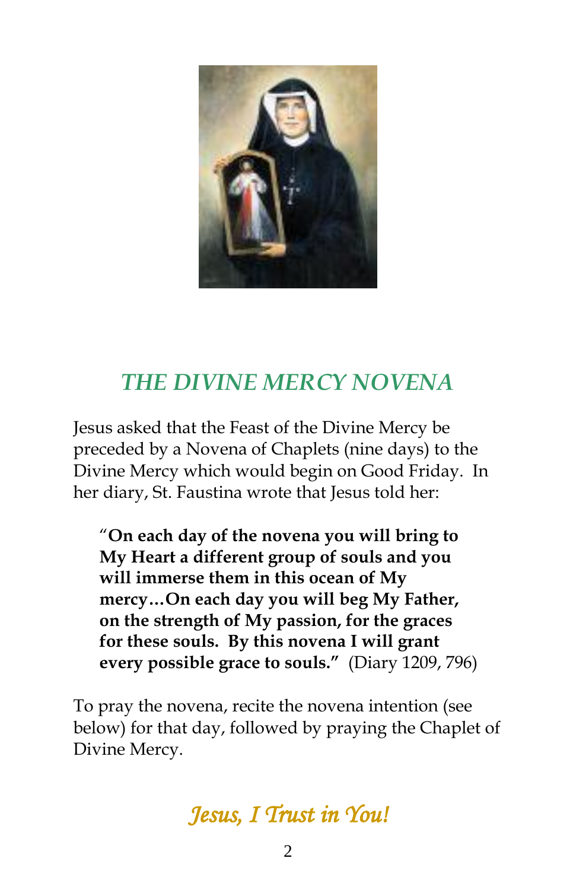# *THE DIVINE MERCY NOVENA*

Jesus asked that the Feast of the Divine Mercy be preceded by a Novena of Chaplets (nine days) to the Divine Mercy which would begin on Good Friday. In her diary, St. Faustina wrote that Jesus told her:

> "**On each day of the novena you will bring to My Heart a different group of souls and you will immerse them in this ocean of My mercy…On each day you will beg My Father, on the strength of My passion, for the graces for these souls. By this novena I will grant every possible grace to souls."** (Diary 1209, 796)

To pray the novena, recite the novena intention (see below) for that day, followed by praying the Chaplet of Divine Mercy.

***Jesus, I Trust in You!***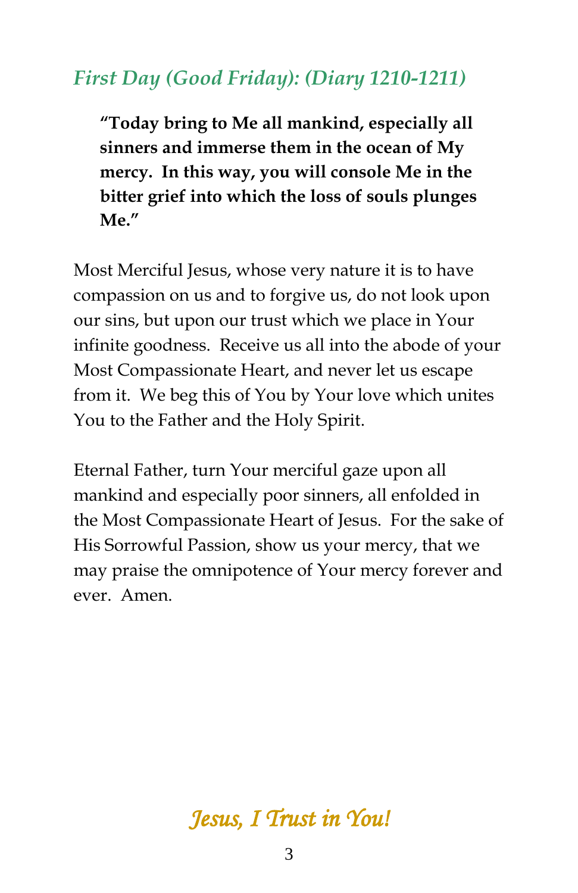## *First Day (Good Friday): (Diary 1210-1211)*

> **"Today bring to Me all mankind, especially all sinners and immerse them in the ocean of My mercy. In this way, you will console Me in the bitter grief into which the loss of souls plunges Me."**

Most Merciful Jesus, whose very nature it is to have compassion on us and to forgive us, do not look upon our sins, but upon our trust which we place in Your infinite goodness. Receive us all into the abode of your Most Compassionate Heart, and never let us escape from it. We beg this of You by Your love which unites You to the Father and the Holy Spirit.

Eternal Father, turn Your merciful gaze upon all mankind and especially poor sinners, all enfolded in the Most Compassionate Heart of Jesus. For the sake of His Sorrowful Passion, show us your mercy, that we may praise the omnipotence of Your mercy forever and ever. Amen.

*Jesus, I Trust in You!*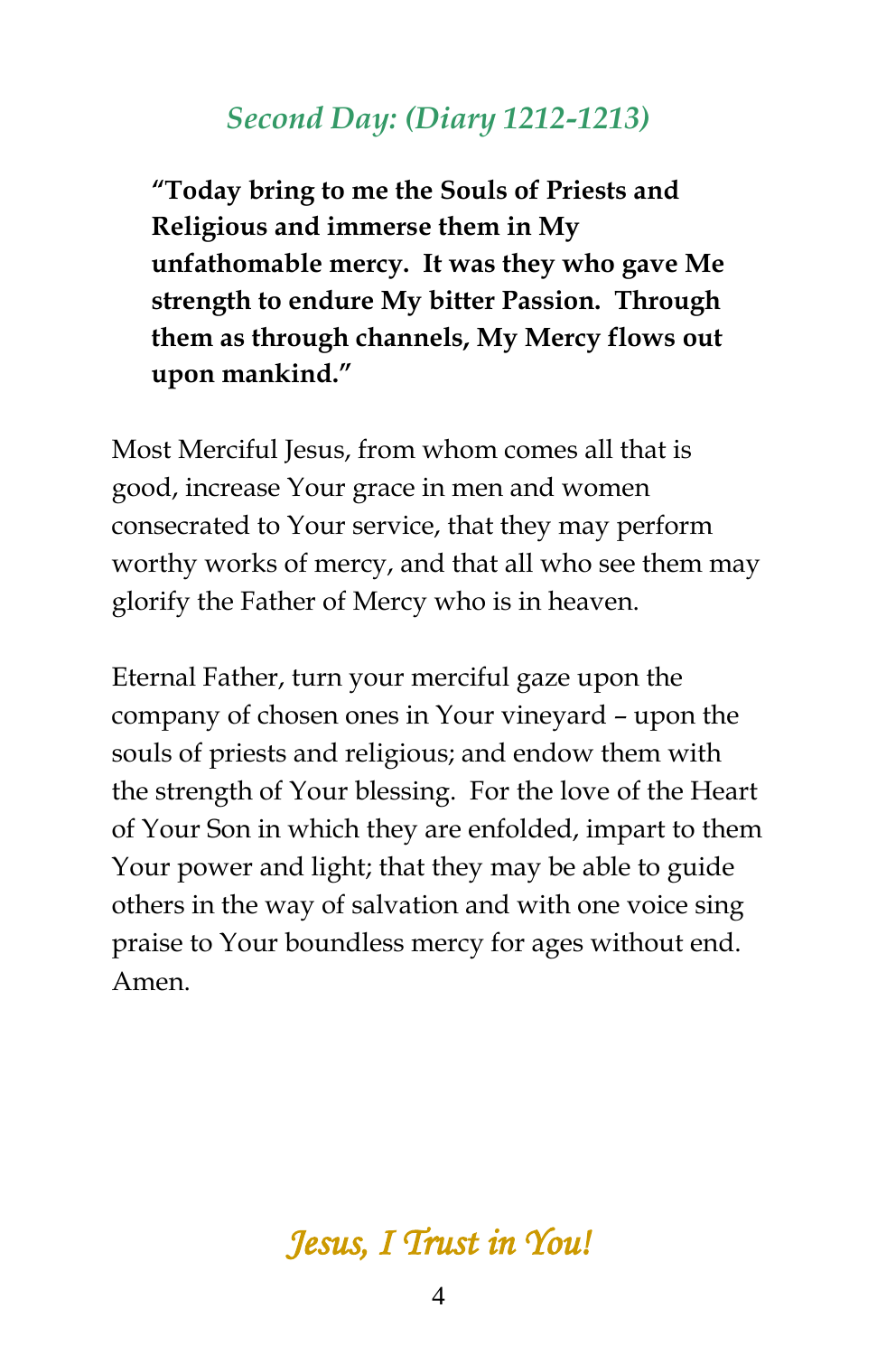## *Second Day: (Diary 1212-1213)*

**"Today bring to me the Souls of Priests and Religious and immerse them in My unfathomable mercy. It was they who gave Me strength to endure My bitter Passion. Through them as through channels, My Mercy flows out upon mankind."**

Most Merciful Jesus, from whom comes all that is good, increase Your grace in men and women consecrated to Your service, that they may perform worthy works of mercy, and that all who see them may glorify the Father of Mercy who is in heaven.

Eternal Father, turn your merciful gaze upon the company of chosen ones in Your vineyard – upon the souls of priests and religious; and endow them with the strength of Your blessing. For the love of the Heart of Your Son in which they are enfolded, impart to them Your power and light; that they may be able to guide others in the way of salvation and with one voice sing praise to Your boundless mercy for ages without end. Amen.

*Jesus, I Trust in You!*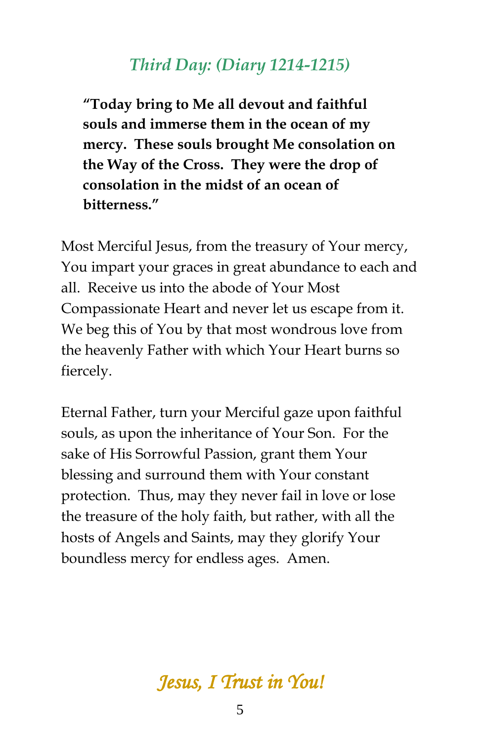## *Third Day: (Diary 1214-1215)*

**"Today bring to Me all devout and faithful souls and immerse them in the ocean of my mercy. These souls brought Me consolation on the Way of the Cross. They were the drop of consolation in the midst of an ocean of bitterness."**

Most Merciful Jesus, from the treasury of Your mercy, You impart your graces in great abundance to each and all. Receive us into the abode of Your Most Compassionate Heart and never let us escape from it. We beg this of You by that most wondrous love from the heavenly Father with which Your Heart burns so fiercely.

Eternal Father, turn your Merciful gaze upon faithful souls, as upon the inheritance of Your Son. For the sake of His Sorrowful Passion, grant them Your blessing and surround them with Your constant protection. Thus, may they never fail in love or lose the treasure of the holy faith, but rather, with all the hosts of Angels and Saints, may they glorify Your boundless mercy for endless ages. Amen.

*Jesus, I Trust in You!*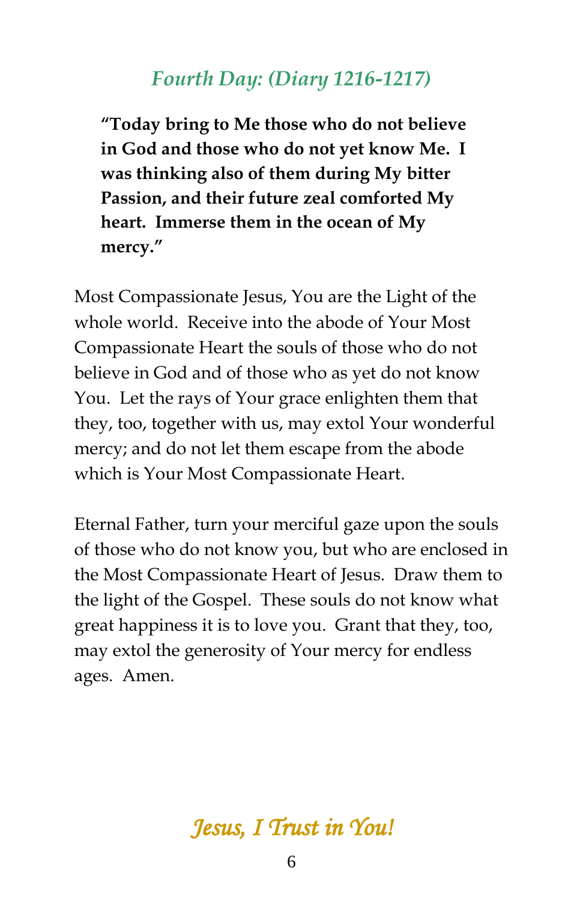## *Fourth Day: (Diary 1216-1217)*

**"Today bring to Me those who do not believe in God and those who do not yet know Me. I was thinking also of them during My bitter Passion, and their future zeal comforted My heart. Immerse them in the ocean of My mercy."**

Most Compassionate Jesus, You are the Light of the whole world. Receive into the abode of Your Most Compassionate Heart the souls of those who do not believe in God and of those who as yet do not know You. Let the rays of Your grace enlighten them that they, too, together with us, may extol Your wonderful mercy; and do not let them escape from the abode which is Your Most Compassionate Heart.

Eternal Father, turn your merciful gaze upon the souls of those who do not know you, but who are enclosed in the Most Compassionate Heart of Jesus. Draw them to the light of the Gospel. These souls do not know what great happiness it is to love you. Grant that they, too, may extol the generosity of Your mercy for endless ages. Amen.

*Jesus, I Trust in You!*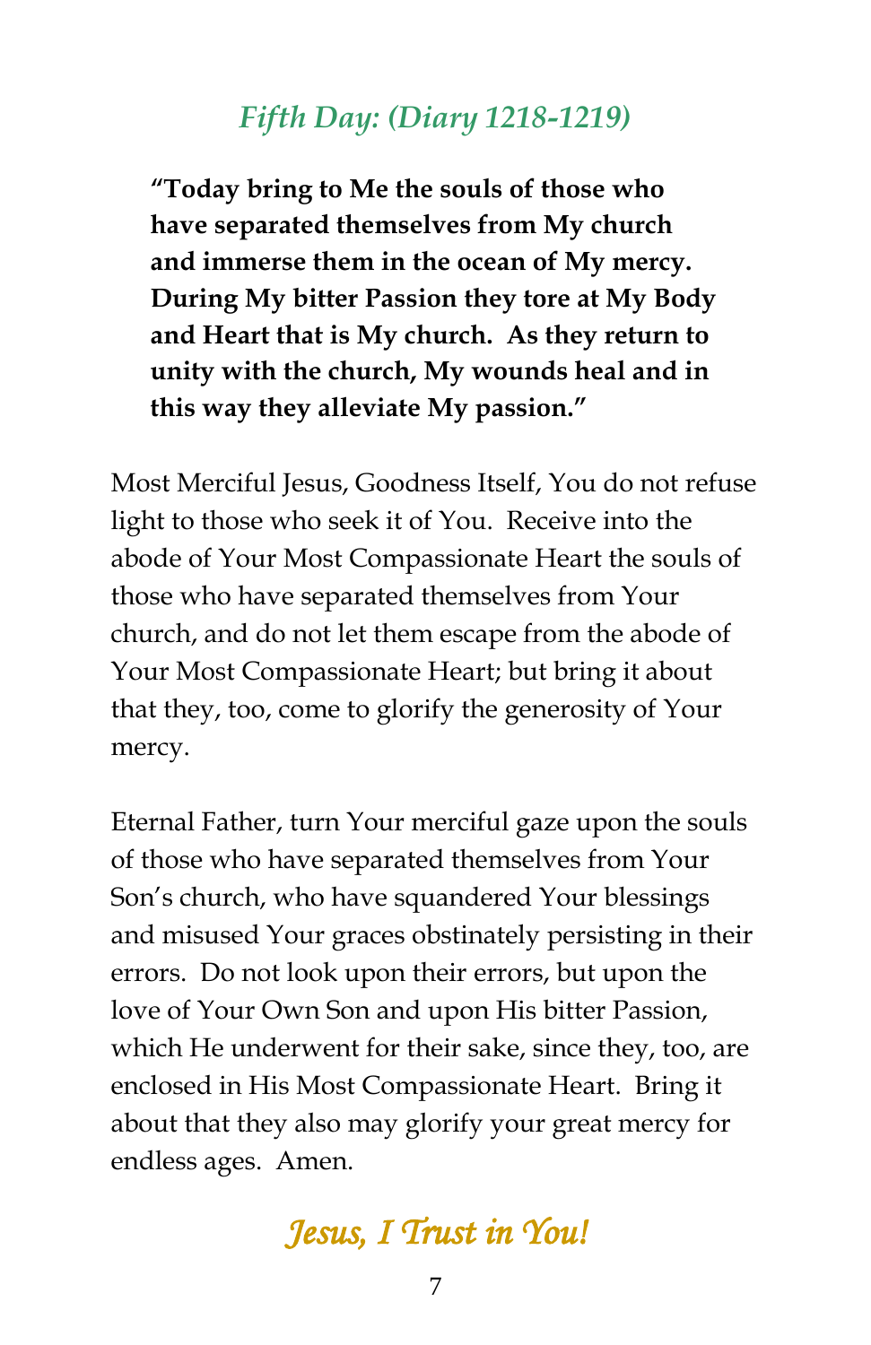## *Fifth Day: (Diary 1218-1219)*

**"Today bring to Me the souls of those who have separated themselves from My church and immerse them in the ocean of My mercy. During My bitter Passion they tore at My Body and Heart that is My church. As they return to unity with the church, My wounds heal and in this way they alleviate My passion."**

Most Merciful Jesus, Goodness Itself, You do not refuse light to those who seek it of You. Receive into the abode of Your Most Compassionate Heart the souls of those who have separated themselves from Your church, and do not let them escape from the abode of Your Most Compassionate Heart; but bring it about that they, too, come to glorify the generosity of Your mercy.

Eternal Father, turn Your merciful gaze upon the souls of those who have separated themselves from Your Son's church, who have squandered Your blessings and misused Your graces obstinately persisting in their errors. Do not look upon their errors, but upon the love of Your Own Son and upon His bitter Passion, which He underwent for their sake, since they, too, are enclosed in His Most Compassionate Heart. Bring it about that they also may glorify your great mercy for endless ages. Amen.

*Jesus, I Trust in You!*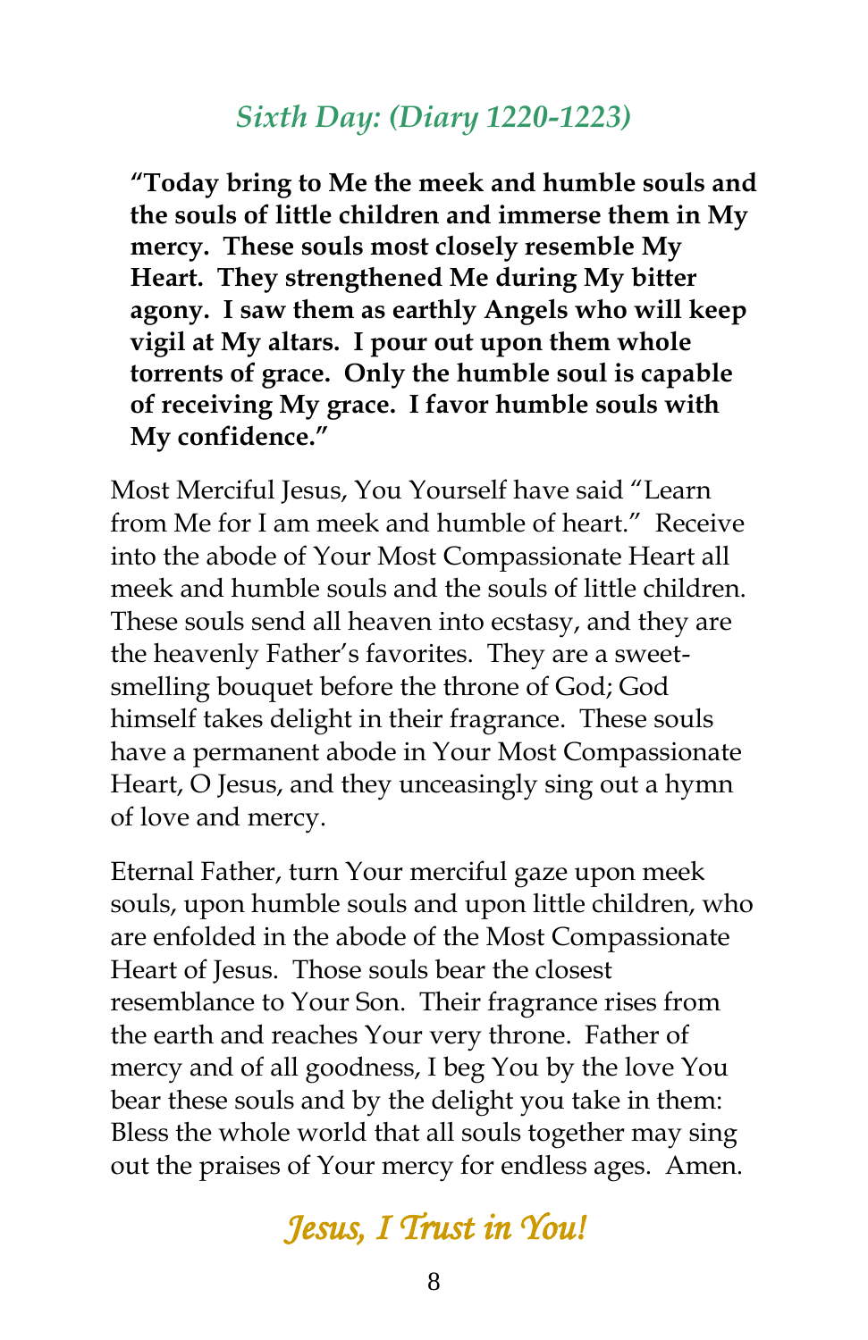## *Sixth Day: (Diary 1220-1223)*

**"Today bring to Me the meek and humble souls and the souls of little children and immerse them in My mercy. These souls most closely resemble My Heart. They strengthened Me during My bitter agony. I saw them as earthly Angels who will keep vigil at My altars. I pour out upon them whole torrents of grace. Only the humble soul is capable of receiving My grace. I favor humble souls with My confidence."**

Most Merciful Jesus, You Yourself have said "Learn from Me for I am meek and humble of heart." Receive into the abode of Your Most Compassionate Heart all meek and humble souls and the souls of little children. These souls send all heaven into ecstasy, and they are the heavenly Father's favorites. They are a sweet-smelling bouquet before the throne of God; God himself takes delight in their fragrance. These souls have a permanent abode in Your Most Compassionate Heart, O Jesus, and they unceasingly sing out a hymn of love and mercy.

Eternal Father, turn Your merciful gaze upon meek souls, upon humble souls and upon little children, who are enfolded in the abode of the Most Compassionate Heart of Jesus. Those souls bear the closest resemblance to Your Son. Their fragrance rises from the earth and reaches Your very throne. Father of mercy and of all goodness, I beg You by the love You bear these souls and by the delight you take in them: Bless the whole world that all souls together may sing out the praises of Your mercy for endless ages. Amen.

*Jesus, I Trust in You!*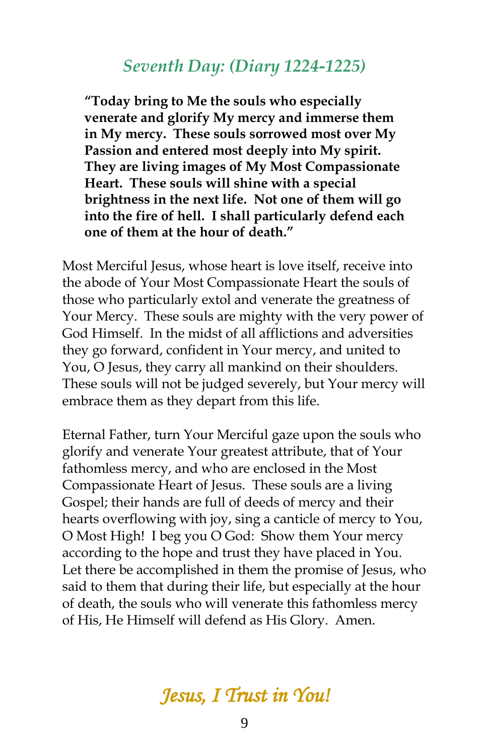## *Seventh Day: (Diary 1224-1225)*

> **"Today bring to Me the souls who especially venerate and glorify My mercy and immerse them in My mercy. These souls sorrowed most over My Passion and entered most deeply into My spirit. They are living images of My Most Compassionate Heart. These souls will shine with a special brightness in the next life. Not one of them will go into the fire of hell. I shall particularly defend each one of them at the hour of death."**

Most Merciful Jesus, whose heart is love itself, receive into the abode of Your Most Compassionate Heart the souls of those who particularly extol and venerate the greatness of Your Mercy. These souls are mighty with the very power of God Himself. In the midst of all afflictions and adversities they go forward, confident in Your mercy, and united to You, O Jesus, they carry all mankind on their shoulders. These souls will not be judged severely, but Your mercy will embrace them as they depart from this life.

Eternal Father, turn Your Merciful gaze upon the souls who glorify and venerate Your greatest attribute, that of Your fathomless mercy, and who are enclosed in the Most Compassionate Heart of Jesus. These souls are a living Gospel; their hands are full of deeds of mercy and their hearts overflowing with joy, sing a canticle of mercy to You, O Most High! I beg you O God: Show them Your mercy according to the hope and trust they have placed in You. Let there be accomplished in them the promise of Jesus, who said to them that during their life, but especially at the hour of death, the souls who will venerate this fathomless mercy of His, He Himself will defend as His Glory. Amen.

*Jesus, I Trust in You!*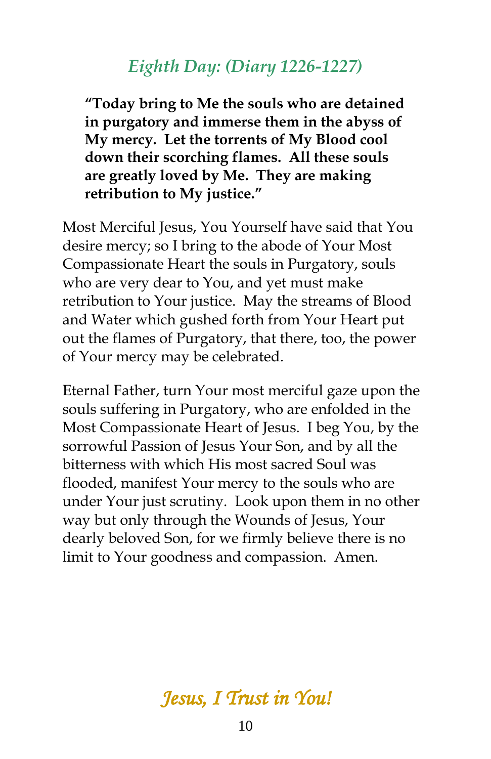## *Eighth Day: (Diary 1226-1227)*

**"Today bring to Me the souls who are detained in purgatory and immerse them in the abyss of My mercy. Let the torrents of My Blood cool down their scorching flames. All these souls are greatly loved by Me. They are making retribution to My justice."**

Most Merciful Jesus, You Yourself have said that You desire mercy; so I bring to the abode of Your Most Compassionate Heart the souls in Purgatory, souls who are very dear to You, and yet must make retribution to Your justice. May the streams of Blood and Water which gushed forth from Your Heart put out the flames of Purgatory, that there, too, the power of Your mercy may be celebrated.

Eternal Father, turn Your most merciful gaze upon the souls suffering in Purgatory, who are enfolded in the Most Compassionate Heart of Jesus. I beg You, by the sorrowful Passion of Jesus Your Son, and by all the bitterness with which His most sacred Soul was flooded, manifest Your mercy to the souls who are under Your just scrutiny. Look upon them in no other way but only through the Wounds of Jesus, Your dearly beloved Son, for we firmly believe there is no limit to Your goodness and compassion. Amen.

*Jesus, I Trust in You!*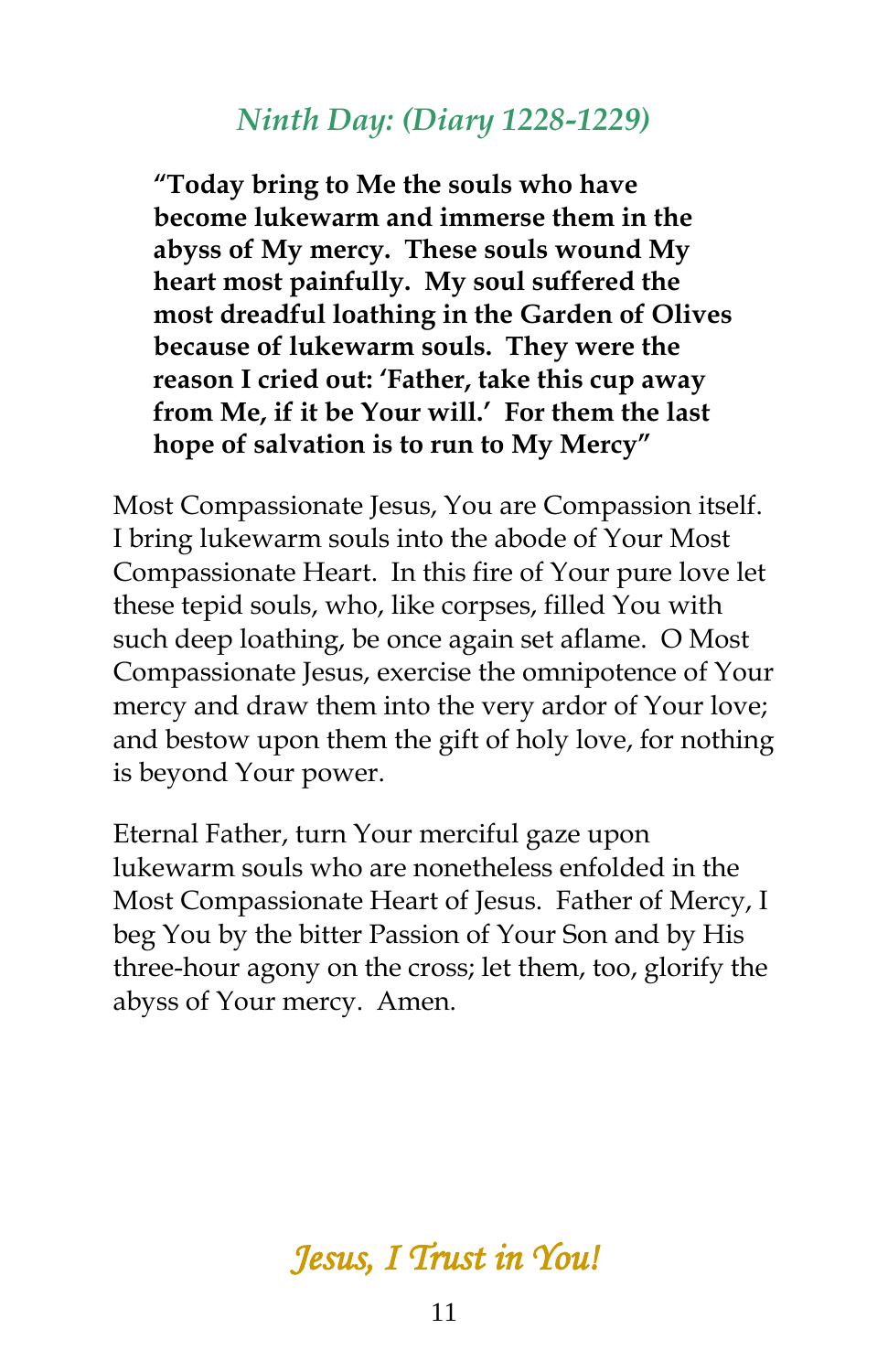## *Ninth Day: (Diary 1228-1229)*

**"Today bring to Me the souls who have become lukewarm and immerse them in the abyss of My mercy. These souls wound My heart most painfully. My soul suffered the most dreadful loathing in the Garden of Olives because of lukewarm souls. They were the reason I cried out: 'Father, take this cup away from Me, if it be Your will.' For them the last hope of salvation is to run to My Mercy"**

Most Compassionate Jesus, You are Compassion itself. I bring lukewarm souls into the abode of Your Most Compassionate Heart. In this fire of Your pure love let these tepid souls, who, like corpses, filled You with such deep loathing, be once again set aflame. O Most Compassionate Jesus, exercise the omnipotence of Your mercy and draw them into the very ardor of Your love; and bestow upon them the gift of holy love, for nothing is beyond Your power.

Eternal Father, turn Your merciful gaze upon lukewarm souls who are nonetheless enfolded in the Most Compassionate Heart of Jesus. Father of Mercy, I beg You by the bitter Passion of Your Son and by His three-hour agony on the cross; let them, too, glorify the abyss of Your mercy. Amen.

*Jesus, I Trust in You!*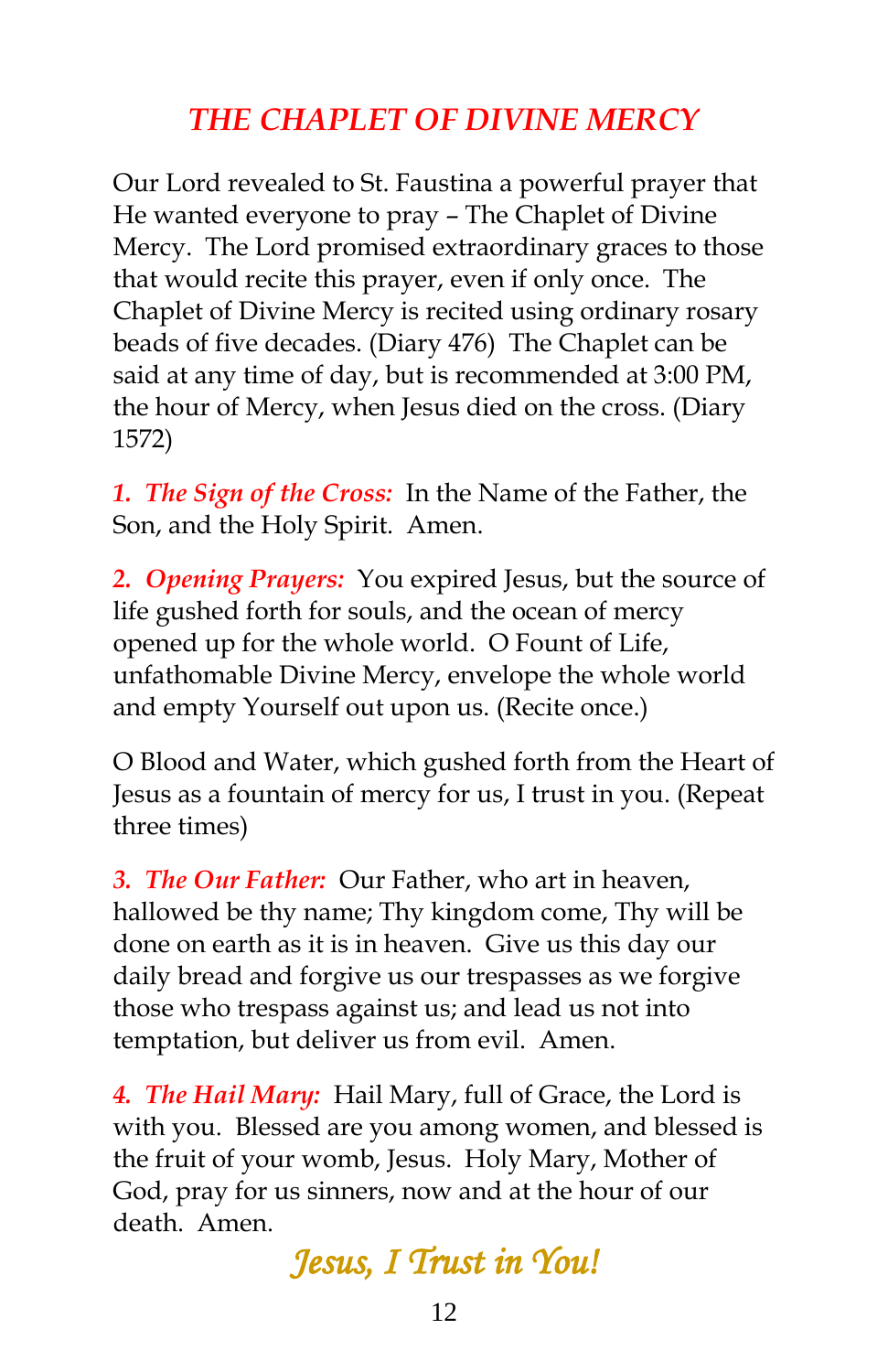# *THE CHAPLET OF DIVINE MERCY*

Our Lord revealed to St. Faustina a powerful prayer that He wanted everyone to pray – The Chaplet of Divine Mercy. The Lord promised extraordinary graces to those that would recite this prayer, even if only once. The Chaplet of Divine Mercy is recited using ordinary rosary beads of five decades. (Diary 476) The Chaplet can be said at any time of day, but is recommended at 3:00 PM, the hour of Mercy, when Jesus died on the cross. (Diary 1572)

***1. The Sign of the Cross:*** In the Name of the Father, the Son, and the Holy Spirit. Amen.

***2. Opening Prayers:*** You expired Jesus, but the source of life gushed forth for souls, and the ocean of mercy opened up for the whole world. O Fount of Life, unfathomable Divine Mercy, envelope the whole world and empty Yourself out upon us. (Recite once.)

O Blood and Water, which gushed forth from the Heart of Jesus as a fountain of mercy for us, I trust in you. (Repeat three times)

***3. The Our Father:*** Our Father, who art in heaven, hallowed be thy name; Thy kingdom come, Thy will be done on earth as it is in heaven. Give us this day our daily bread and forgive us our trespasses as we forgive those who trespass against us; and lead us not into temptation, but deliver us from evil. Amen.

***4. The Hail Mary:*** Hail Mary, full of Grace, the Lord is with you. Blessed are you among women, and blessed is the fruit of your womb, Jesus. Holy Mary, Mother of God, pray for us sinners, now and at the hour of our death. Amen.

*Jesus, I Trust in You!*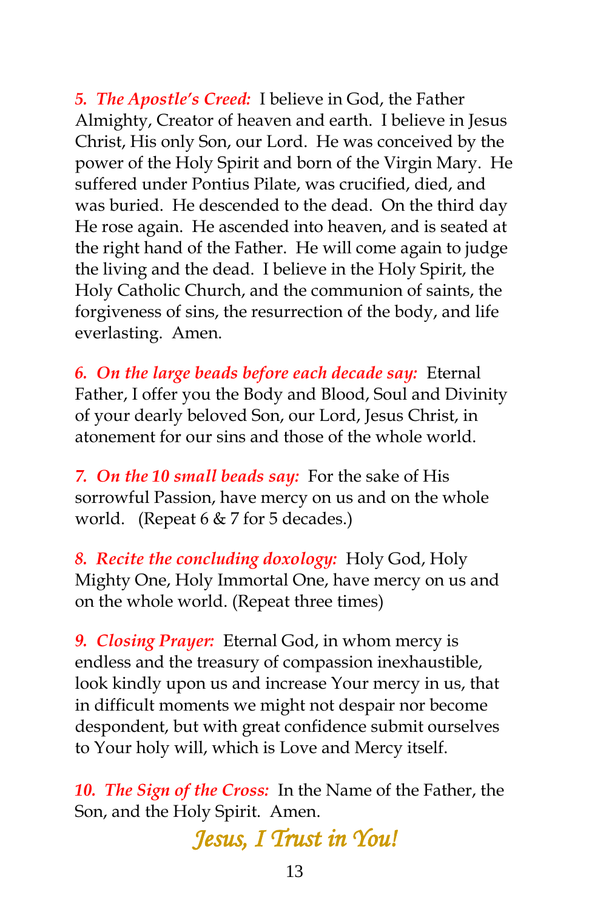*5. The Apostle's Creed:* I believe in God, the Father Almighty, Creator of heaven and earth. I believe in Jesus Christ, His only Son, our Lord. He was conceived by the power of the Holy Spirit and born of the Virgin Mary. He suffered under Pontius Pilate, was crucified, died, and was buried. He descended to the dead. On the third day He rose again. He ascended into heaven, and is seated at the right hand of the Father. He will come again to judge the living and the dead. I believe in the Holy Spirit, the Holy Catholic Church, and the communion of saints, the forgiveness of sins, the resurrection of the body, and life everlasting. Amen.

*6. On the large beads before each decade say:* Eternal Father, I offer you the Body and Blood, Soul and Divinity of your dearly beloved Son, our Lord, Jesus Christ, in atonement for our sins and those of the whole world.

*7. On the 10 small beads say:* For the sake of His sorrowful Passion, have mercy on us and on the whole world. (Repeat 6 & 7 for 5 decades.)

*8. Recite the concluding doxology:* Holy God, Holy Mighty One, Holy Immortal One, have mercy on us and on the whole world. (Repeat three times)

*9. Closing Prayer:* Eternal God, in whom mercy is endless and the treasury of compassion inexhaustible, look kindly upon us and increase Your mercy in us, that in difficult moments we might not despair nor become despondent, but with great confidence submit ourselves to Your holy will, which is Love and Mercy itself.

*10. The Sign of the Cross:* In the Name of the Father, the Son, and the Holy Spirit. Amen.

*Jesus, I Trust in You!*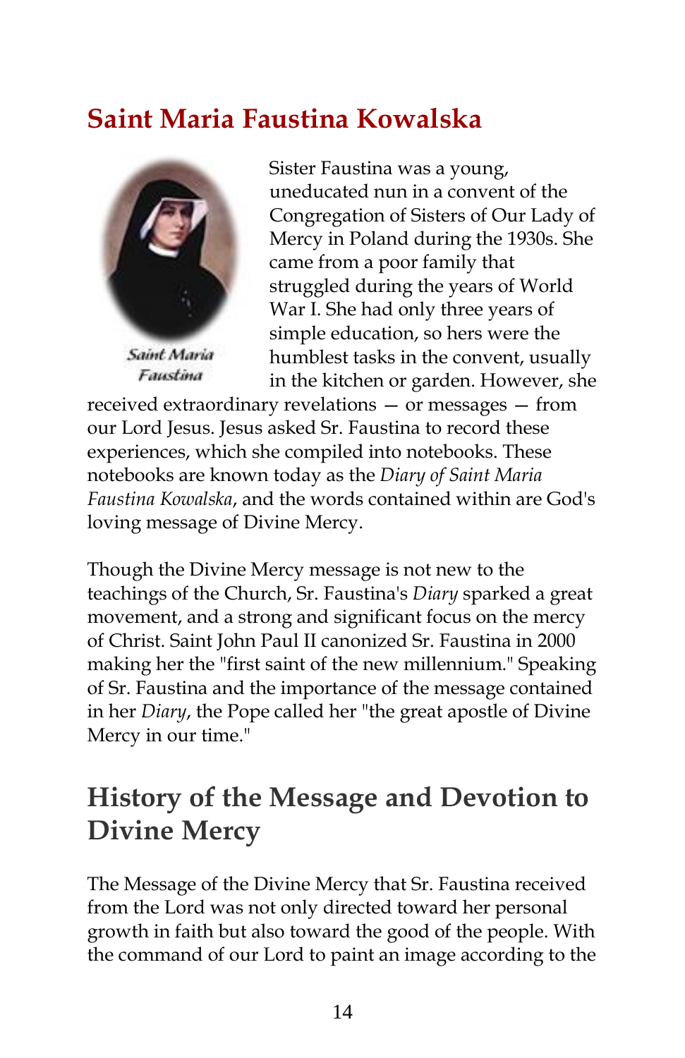# Saint Maria Faustina Kowalska

Saint Maria Faustina

Sister Faustina was a young, uneducated nun in a convent of the Congregation of Sisters of Our Lady of Mercy in Poland during the 1930s. She came from a poor family that struggled during the years of World War I. She had only three years of simple education, so hers were the humblest tasks in the convent, usually in the kitchen or garden. However, she received extraordinary revelations — or messages — from our Lord Jesus. Jesus asked Sr. Faustina to record these experiences, which she compiled into notebooks. These notebooks are known today as the *Diary of Saint Maria Faustina Kowalska*, and the words contained within are God's loving message of Divine Mercy.

Though the Divine Mercy message is not new to the teachings of the Church, Sr. Faustina's *Diary* sparked a great movement, and a strong and significant focus on the mercy of Christ. Saint John Paul II canonized Sr. Faustina in 2000 making her the "first saint of the new millennium." Speaking of Sr. Faustina and the importance of the message contained in her *Diary*, the Pope called her "the great apostle of Divine Mercy in our time."

## History of the Message and Devotion to Divine Mercy

The Message of the Divine Mercy that Sr. Faustina received from the Lord was not only directed toward her personal growth in faith but also toward the good of the people. With the command of our Lord to paint an image according to the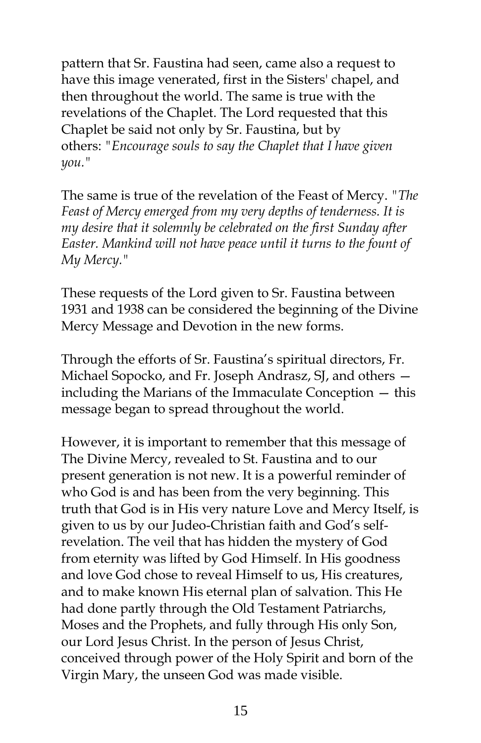pattern that Sr. Faustina had seen, came also a request to have this image venerated, first in the Sisters' chapel, and then throughout the world. The same is true with the revelations of the Chaplet. The Lord requested that this Chaplet be said not only by Sr. Faustina, but by others: *"Encourage souls to say the Chaplet that I have given you."*

The same is true of the revelation of the Feast of Mercy. *"The Feast of Mercy emerged from my very depths of tenderness. It is my desire that it solemnly be celebrated on the first Sunday after Easter. Mankind will not have peace until it turns to the fount of My Mercy."*

These requests of the Lord given to Sr. Faustina between 1931 and 1938 can be considered the beginning of the Divine Mercy Message and Devotion in the new forms.

Through the efforts of Sr. Faustina's spiritual directors, Fr. Michael Sopocko, and Fr. Joseph Andrasz, SJ, and others — including the Marians of the Immaculate Conception — this message began to spread throughout the world.

However, it is important to remember that this message of The Divine Mercy, revealed to St. Faustina and to our present generation is not new. It is a powerful reminder of who God is and has been from the very beginning. This truth that God is in His very nature Love and Mercy Itself, is given to us by our Judeo-Christian faith and God's self-revelation. The veil that has hidden the mystery of God from eternity was lifted by God Himself. In His goodness and love God chose to reveal Himself to us, His creatures, and to make known His eternal plan of salvation. This He had done partly through the Old Testament Patriarchs, Moses and the Prophets, and fully through His only Son, our Lord Jesus Christ. In the person of Jesus Christ, conceived through power of the Holy Spirit and born of the Virgin Mary, the unseen God was made visible.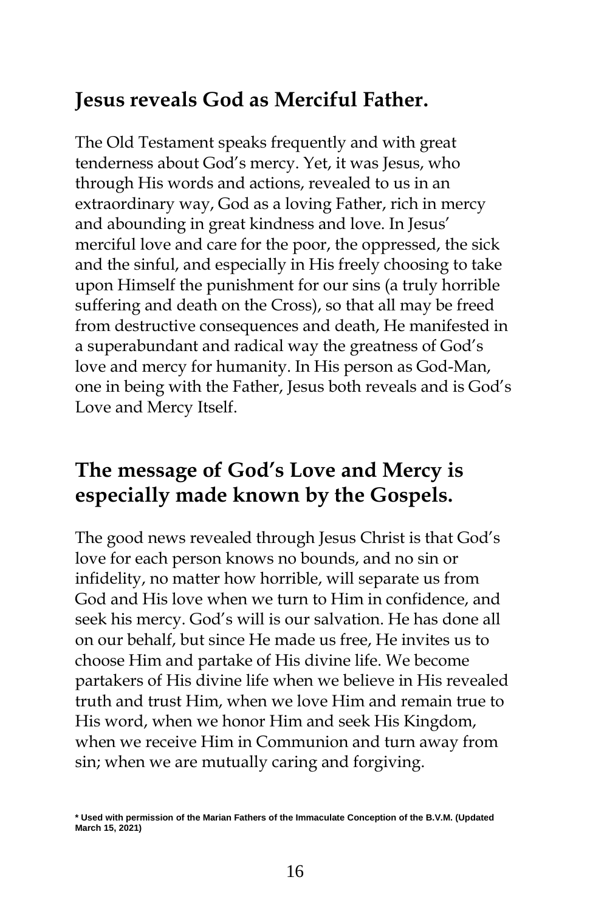## Jesus reveals God as Merciful Father.

The Old Testament speaks frequently and with great tenderness about God's mercy. Yet, it was Jesus, who through His words and actions, revealed to us in an extraordinary way, God as a loving Father, rich in mercy and abounding in great kindness and love. In Jesus' merciful love and care for the poor, the oppressed, the sick and the sinful, and especially in His freely choosing to take upon Himself the punishment for our sins (a truly horrible suffering and death on the Cross), so that all may be freed from destructive consequences and death, He manifested in a superabundant and radical way the greatness of God's love and mercy for humanity. In His person as God-Man, one in being with the Father, Jesus both reveals and is God's Love and Mercy Itself.

## The message of God's Love and Mercy is especially made known by the Gospels.

The good news revealed through Jesus Christ is that God's love for each person knows no bounds, and no sin or infidelity, no matter how horrible, will separate us from God and His love when we turn to Him in confidence, and seek his mercy. God's will is our salvation. He has done all on our behalf, but since He made us free, He invites us to choose Him and partake of His divine life. We become partakers of His divine life when we believe in His revealed truth and trust Him, when we love Him and remain true to His word, when we honor Him and seek His Kingdom, when we receive Him in Communion and turn away from sin; when we are mutually caring and forgiving.

**\* Used with permission of the Marian Fathers of the Immaculate Conception of the B.V.M. (Updated March 15, 2021)**